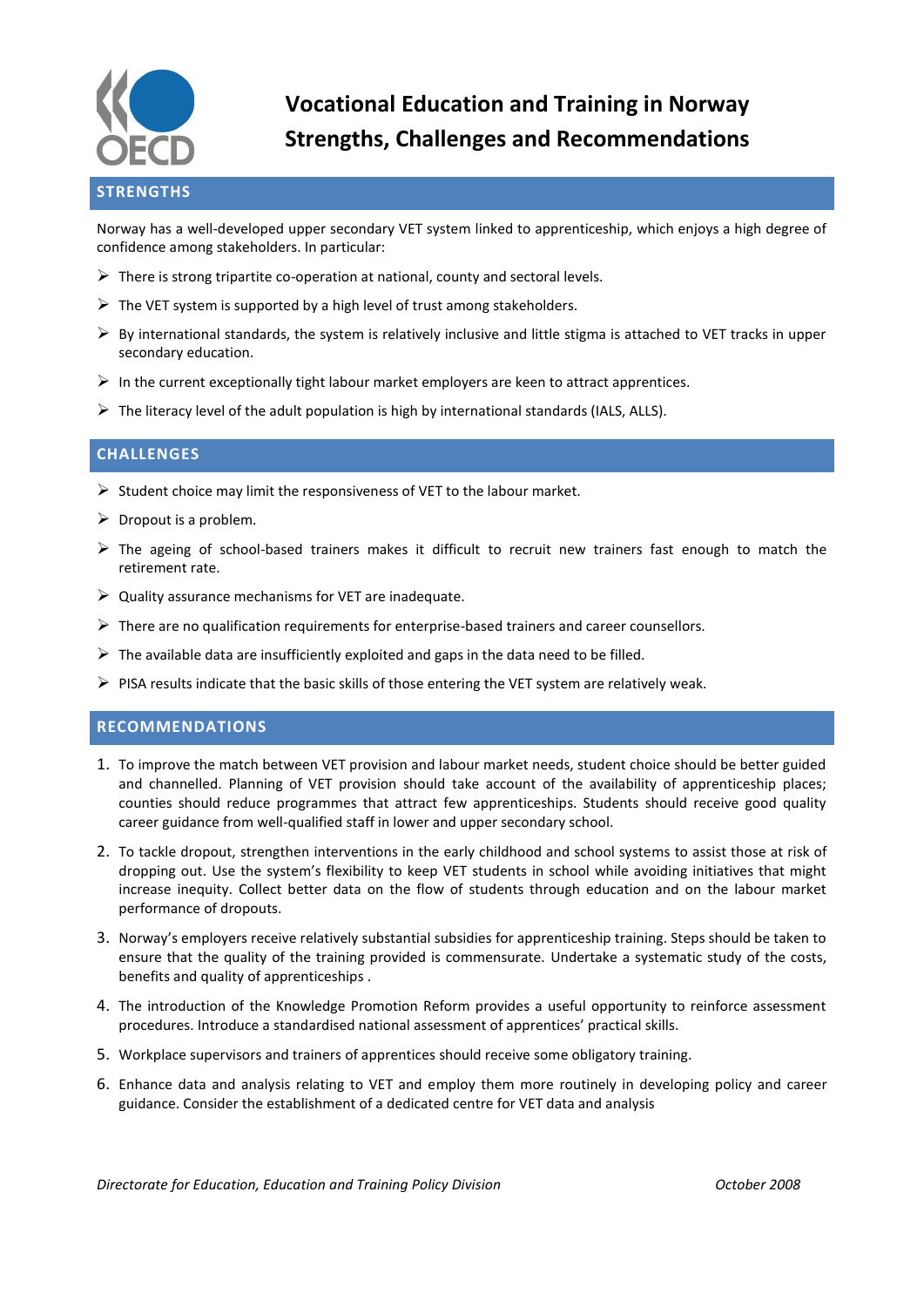# Vocational Education and Training in Norway
# Strengths, Challenges and Recommendations

## STRENGTHS

Norway has a well-developed upper secondary VET system linked to apprenticeship, which enjoys a high degree of confidence among stakeholders. In particular:

- There is strong tripartite co-operation at national, county and sectoral levels.
- The VET system is supported by a high level of trust among stakeholders.
- By international standards, the system is relatively inclusive and little stigma is attached to VET tracks in upper secondary education.
- In the current exceptionally tight labour market employers are keen to attract apprentices.
- The literacy level of the adult population is high by international standards (IALS, ALLS).

## CHALLENGES

- Student choice may limit the responsiveness of VET to the labour market.
- Dropout is a problem.
- The ageing of school-based trainers makes it difficult to recruit new trainers fast enough to match the retirement rate.
- Quality assurance mechanisms for VET are inadequate.
- There are no qualification requirements for enterprise-based trainers and career counsellors.
- The available data are insufficiently exploited and gaps in the data need to be filled.
- PISA results indicate that the basic skills of those entering the VET system are relatively weak.

## RECOMMENDATIONS

1. To improve the match between VET provision and labour market needs, student choice should be better guided and channelled. Planning of VET provision should take account of the availability of apprenticeship places; counties should reduce programmes that attract few apprenticeships. Students should receive good quality career guidance from well-qualified staff in lower and upper secondary school.
2. To tackle dropout, strengthen interventions in the early childhood and school systems to assist those at risk of dropping out. Use the system's flexibility to keep VET students in school while avoiding initiatives that might increase inequity. Collect better data on the flow of students through education and on the labour market performance of dropouts.
3. Norway's employers receive relatively substantial subsidies for apprenticeship training. Steps should be taken to ensure that the quality of the training provided is commensurate. Undertake a systematic study of the costs, benefits and quality of apprenticeships .
4. The introduction of the Knowledge Promotion Reform provides a useful opportunity to reinforce assessment procedures. Introduce a standardised national assessment of apprentices' practical skills.
5. Workplace supervisors and trainers of apprentices should receive some obligatory training.
6. Enhance data and analysis relating to VET and employ them more routinely in developing policy and career guidance. Consider the establishment of a dedicated centre for VET data and analysis

*Directorate for Education, Education and Training Policy Division* *October 2008*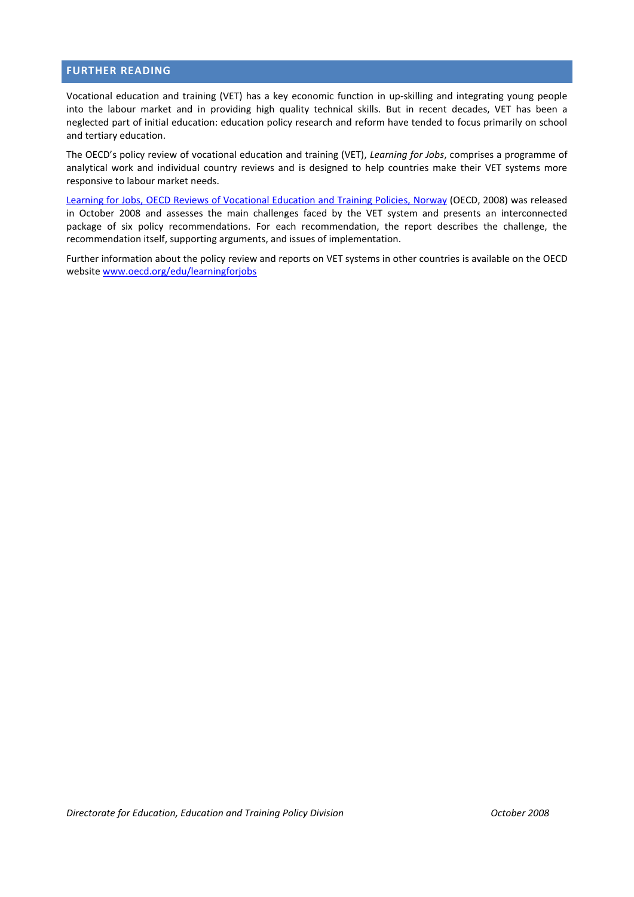## FURTHER READING

Vocational education and training (VET) has a key economic function in up-skilling and integrating young people into the labour market and in providing high quality technical skills. But in recent decades, VET has been a neglected part of initial education: education policy research and reform have tended to focus primarily on school and tertiary education.

The OECD's policy review of vocational education and training (VET), *Learning for Jobs*, comprises a programme of analytical work and individual country reviews and is designed to help countries make their VET systems more responsive to labour market needs.

Learning for Jobs, OECD Reviews of Vocational Education and Training Policies, Norway (OECD, 2008) was released in October 2008 and assesses the main challenges faced by the VET system and presents an interconnected package of six policy recommendations. For each recommendation, the report describes the challenge, the recommendation itself, supporting arguments, and issues of implementation.

Further information about the policy review and reports on VET systems in other countries is available on the OECD website www.oecd.org/edu/learningforjobs

*Directorate for Education, Education and Training Policy Division* *October 2008*